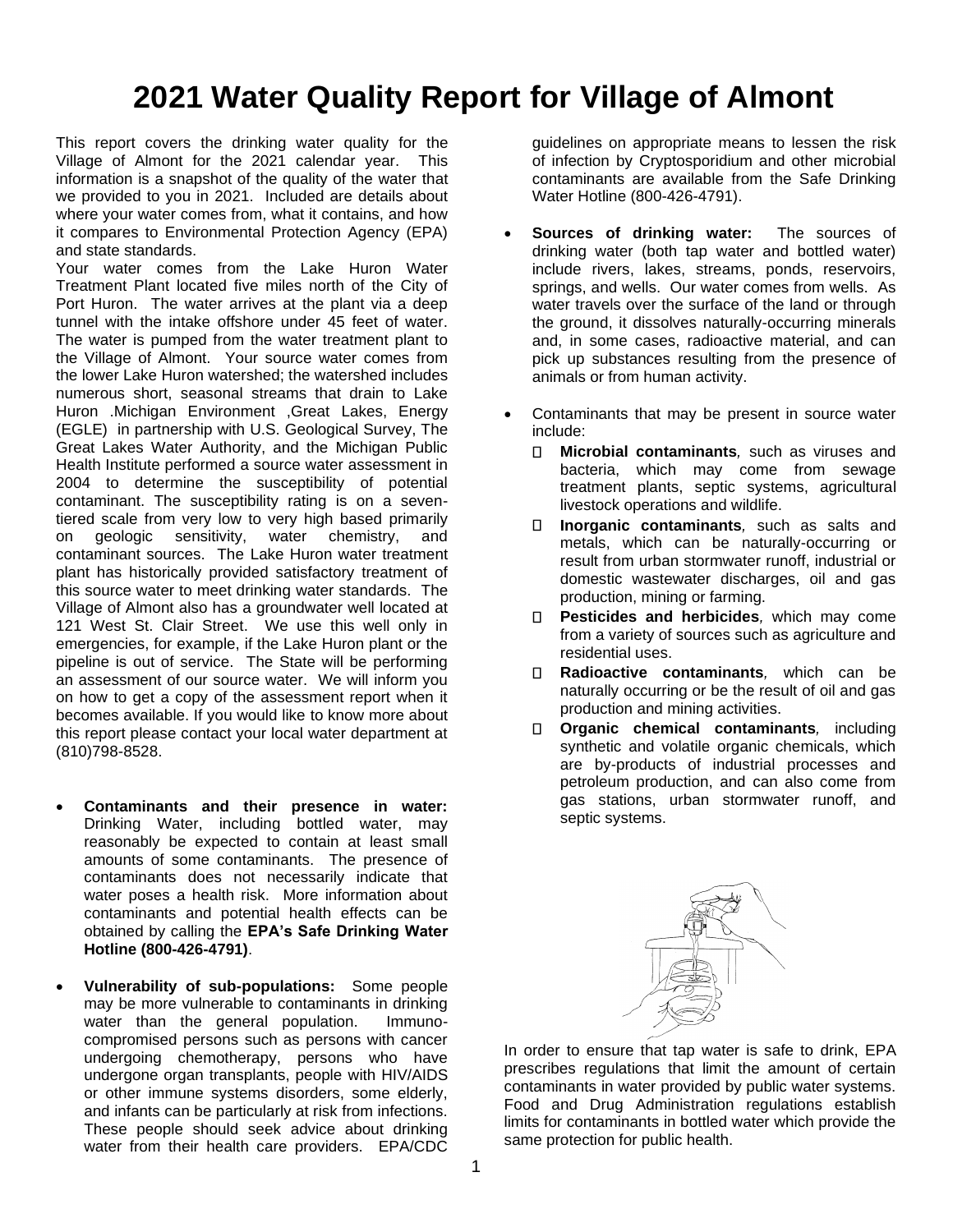# 2021 Water Quality Report for Village of Almont

This report covers the drinking water quality for the Village of Almont for the 2021 calendar year. This information is a snapshot of the quality of the water that we provided to you in 2021. Included are details about where your water comes from, what it contains, and how it compares to Environmental Protection Agency (EPA) and state standards.

Your water comes from the Lake Huron Water Treatment Plant located five miles north of the City of Port Huron. The water arrives at the plant via a deep tunnel with the intake offshore under 45 feet of water. The water is pumped from the water treatment plant to the Village of Almont. Your source water comes from the lower Lake Huron watershed; the watershed includes numerous short, seasonal streams that drain to Lake Huron .Michigan Environment ,Great Lakes, Energy (EGLE) in partnership with U.S. Geological Survey, The Great Lakes Water Authority, and the Michigan Public Health Institute performed a source water assessment in 2004 to determine the susceptibility of potential contaminant. The susceptibility rating is on a seven-tiered scale from very low to very high based primarily on geologic sensitivity, water chemistry, and contaminant sources. The Lake Huron water treatment plant has historically provided satisfactory treatment of this source water to meet drinking water standards. The Village of Almont also has a groundwater well located at 121 West St. Clair Street. We use this well only in emergencies, for example, if the Lake Huron plant or the pipeline is out of service. The State will be performing an assessment of our source water. We will inform you on how to get a copy of the assessment report when it becomes available. If you would like to know more about this report please contact your local water department at (810)798-8528.

- **Contaminants and their presence in water:** Drinking Water, including bottled water, may reasonably be expected to contain at least small amounts of some contaminants. The presence of contaminants does not necessarily indicate that water poses a health risk. More information about contaminants and potential health effects can be obtained by calling the **EPA's Safe Drinking Water Hotline (800-426-4791)**.

- **Vulnerability of sub-populations:** Some people may be more vulnerable to contaminants in drinking water than the general population. Immuno-compromised persons such as persons with cancer undergoing chemotherapy, persons who have undergone organ transplants, people with HIV/AIDS or other immune systems disorders, some elderly, and infants can be particularly at risk from infections. These people should seek advice about drinking water from their health care providers. EPA/CDC guidelines on appropriate means to lessen the risk of infection by Cryptosporidium and other microbial contaminants are available from the Safe Drinking Water Hotline (800-426-4791).

- **Sources of drinking water:** The sources of drinking water (both tap water and bottled water) include rivers, lakes, streams, ponds, reservoirs, springs, and wells. Our water comes from wells. As water travels over the surface of the land or through the ground, it dissolves naturally-occurring minerals and, in some cases, radioactive material, and can pick up substances resulting from the presence of animals or from human activity.

- Contaminants that may be present in source water include:
  - **Microbial contaminants**, such as viruses and bacteria, which may come from sewage treatment plants, septic systems, agricultural livestock operations and wildlife.
  - **Inorganic contaminants**, such as salts and metals, which can be naturally-occurring or result from urban stormwater runoff, industrial or domestic wastewater discharges, oil and gas production, mining or farming.
  - **Pesticides and herbicides**, which may come from a variety of sources such as agriculture and residential uses.
  - **Radioactive contaminants**, which can be naturally occurring or be the result of oil and gas production and mining activities.
  - **Organic chemical contaminants**, including synthetic and volatile organic chemicals, which are by-products of industrial processes and petroleum production, and can also come from gas stations, urban stormwater runoff, and septic systems.

In order to ensure that tap water is safe to drink, EPA prescribes regulations that limit the amount of certain contaminants in water provided by public water systems. Food and Drug Administration regulations establish limits for contaminants in bottled water which provide the same protection for public health.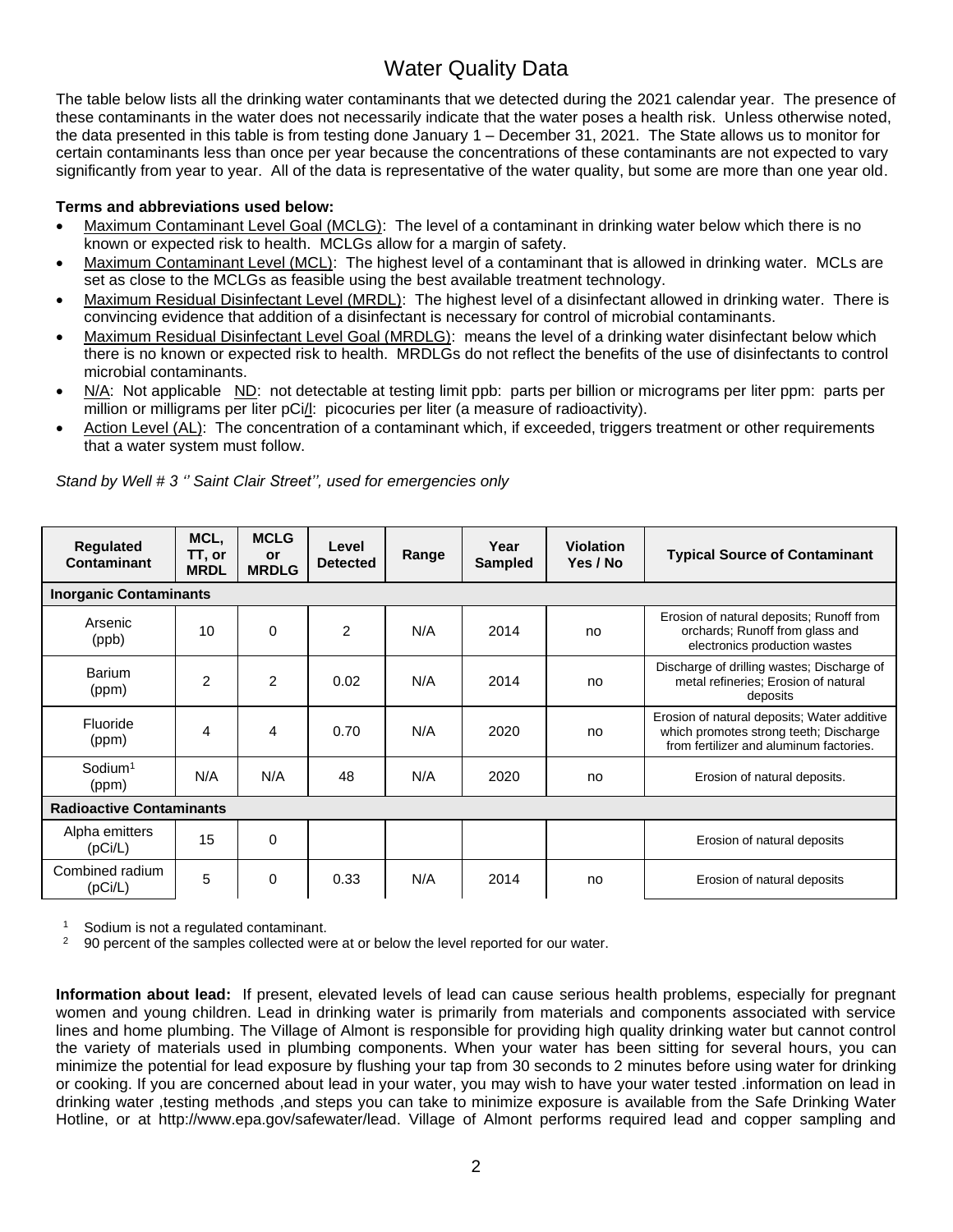# Water Quality Data

The table below lists all the drinking water contaminants that we detected during the 2021 calendar year. The presence of these contaminants in the water does not necessarily indicate that the water poses a health risk. Unless otherwise noted, the data presented in this table is from testing done January 1 – December 31, 2021. The State allows us to monitor for certain contaminants less than once per year because the concentrations of these contaminants are not expected to vary significantly from year to year. All of the data is representative of the water quality, but some are more than one year old.

**Terms and abbreviations used below:**

- Maximum Contaminant Level Goal (MCLG): The level of a contaminant in drinking water below which there is no known or expected risk to health. MCLGs allow for a margin of safety.
- Maximum Contaminant Level (MCL): The highest level of a contaminant that is allowed in drinking water. MCLs are set as close to the MCLGs as feasible using the best available treatment technology.
- Maximum Residual Disinfectant Level (MRDL): The highest level of a disinfectant allowed in drinking water. There is convincing evidence that addition of a disinfectant is necessary for control of microbial contaminants.
- Maximum Residual Disinfectant Level Goal (MRDLG): means the level of a drinking water disinfectant below which there is no known or expected risk to health. MRDLGs do not reflect the benefits of the use of disinfectants to control microbial contaminants.
- N/A: Not applicable ND: not detectable at testing limit ppb: parts per billion or micrograms per liter ppm: parts per million or milligrams per liter pCi/l: picocuries per liter (a measure of radioactivity).
- Action Level (AL): The concentration of a contaminant which, if exceeded, triggers treatment or other requirements that a water system must follow.

*Stand by Well # 3 '' Saint Clair Street'', used for emergencies only*

| Regulated Contaminant | MCL, TT, or MRDL | MCLG or MRDLG | Level Detected | Range | Year Sampled | Violation Yes / No | Typical Source of Contaminant |
|---|---|---|---|---|---|---|---|
| **Inorganic Contaminants** | | | | | | | |
| Arsenic (ppb) | 10 | 0 | 2 | N/A | 2014 | no | Erosion of natural deposits; Runoff from orchards; Runoff from glass and electronics production wastes |
| Barium (ppm) | 2 | 2 | 0.02 | N/A | 2014 | no | Discharge of drilling wastes; Discharge of metal refineries; Erosion of natural deposits |
| Fluoride (ppm) | 4 | 4 | 0.70 | N/A | 2020 | no | Erosion of natural deposits; Water additive which promotes strong teeth; Discharge from fertilizer and aluminum factories. |
| Sodium[1] (ppm) | N/A | N/A | 48 | N/A | 2020 | no | Erosion of natural deposits. |
| **Radioactive Contaminants** | | | | | | | |
| Alpha emitters (pCi/L) | 15 | 0 | | | | | Erosion of natural deposits |
| Combined radium (pCi/L) | 5 | 0 | 0.33 | N/A | 2014 | no | Erosion of natural deposits |

[1] Sodium is not a regulated contaminant.
[2] 90 percent of the samples collected were at or below the level reported for our water.

**Information about lead:** If present, elevated levels of lead can cause serious health problems, especially for pregnant women and young children. Lead in drinking water is primarily from materials and components associated with service lines and home plumbing. The Village of Almont is responsible for providing high quality drinking water but cannot control the variety of materials used in plumbing components. When your water has been sitting for several hours, you can minimize the potential for lead exposure by flushing your tap from 30 seconds to 2 minutes before using water for drinking or cooking. If you are concerned about lead in your water, you may wish to have your water tested .information on lead in drinking water ,testing methods ,and steps you can take to minimize exposure is available from the Safe Drinking Water Hotline, or at http://www.epa.gov/safewater/lead. Village of Almont performs required lead and copper sampling and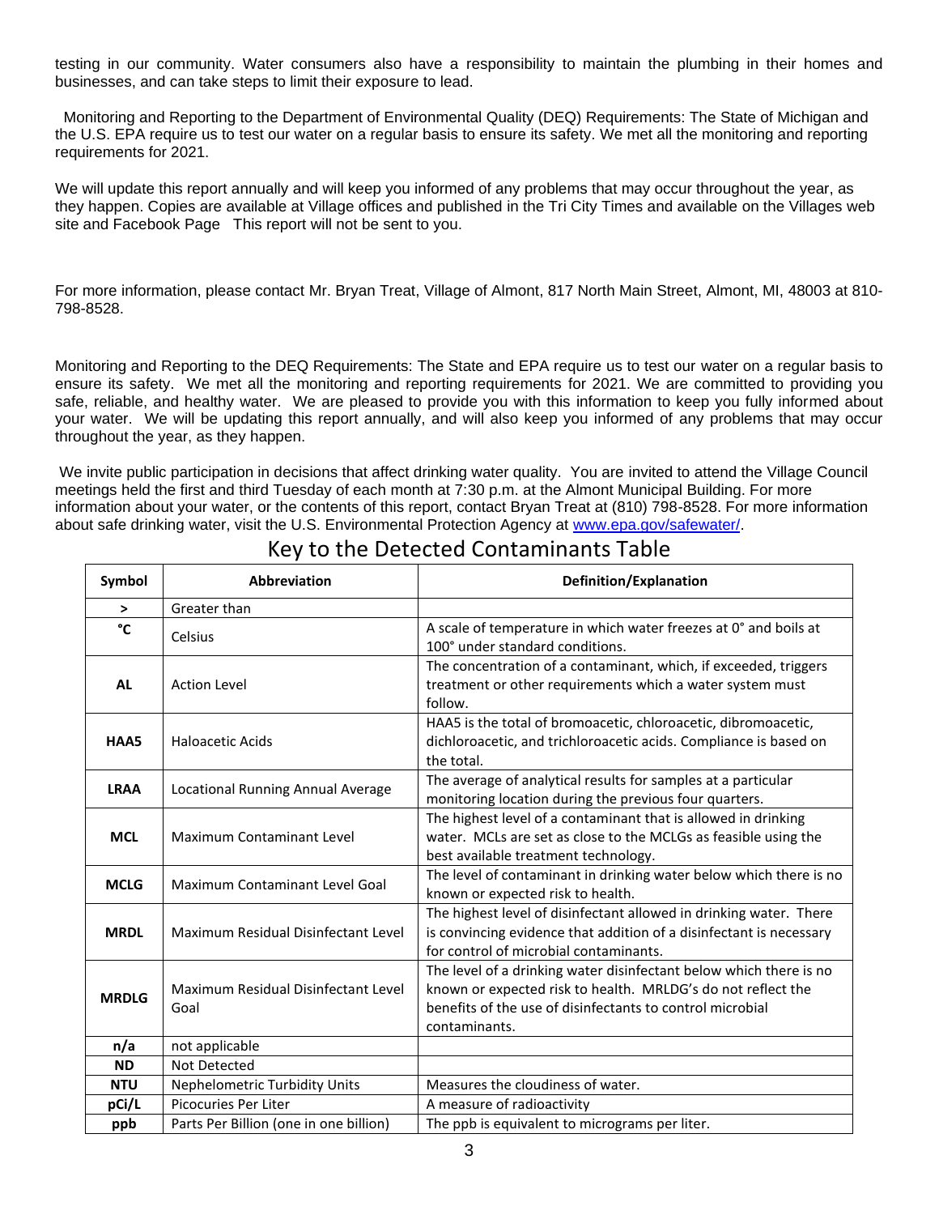testing in our community. Water consumers also have a responsibility to maintain the plumbing in their homes and businesses, and can take steps to limit their exposure to lead.

Monitoring and Reporting to the Department of Environmental Quality (DEQ) Requirements: The State of Michigan and the U.S. EPA require us to test our water on a regular basis to ensure its safety. We met all the monitoring and reporting requirements for 2021.

We will update this report annually and will keep you informed of any problems that may occur throughout the year, as they happen. Copies are available at Village offices and published in the Tri City Times and available on the Villages web site and Facebook Page   This report will not be sent to you.

For more information, please contact Mr. Bryan Treat, Village of Almont, 817 North Main Street, Almont, MI, 48003 at 810-798-8528.

Monitoring and Reporting to the DEQ Requirements: The State and EPA require us to test our water on a regular basis to ensure its safety. We met all the monitoring and reporting requirements for 2021. We are committed to providing you safe, reliable, and healthy water. We are pleased to provide you with this information to keep you fully informed about your water. We will be updating this report annually, and will also keep you informed of any problems that may occur throughout the year, as they happen.

We invite public participation in decisions that affect drinking water quality. You are invited to attend the Village Council meetings held the first and third Tuesday of each month at 7:30 p.m. at the Almont Municipal Building. For more information about your water, or the contents of this report, contact Bryan Treat at (810) 798-8528. For more information about safe drinking water, visit the U.S. Environmental Protection Agency at www.epa.gov/safewater/.

## Key to the Detected Contaminants Table

| Symbol | Abbreviation | Definition/Explanation |
|---|---|---|
| **>** | Greater than | |
| **°C** | Celsius | A scale of temperature in which water freezes at 0° and boils at 100° under standard conditions. |
| **AL** | Action Level | The concentration of a contaminant, which, if exceeded, triggers treatment or other requirements which a water system must follow. |
| **HAA5** | Haloacetic Acids | HAA5 is the total of bromoacetic, chloroacetic, dibromoacetic, dichloroacetic, and trichloroacetic acids. Compliance is based on the total. |
| **LRAA** | Locational Running Annual Average | The average of analytical results for samples at a particular monitoring location during the previous four quarters. |
| **MCL** | Maximum Contaminant Level | The highest level of a contaminant that is allowed in drinking water. MCLs are set as close to the MCLGs as feasible using the best available treatment technology. |
| **MCLG** | Maximum Contaminant Level Goal | The level of contaminant in drinking water below which there is no known or expected risk to health. |
| **MRDL** | Maximum Residual Disinfectant Level | The highest level of disinfectant allowed in drinking water. There is convincing evidence that addition of a disinfectant is necessary for control of microbial contaminants. |
| **MRDLG** | Maximum Residual Disinfectant Level Goal | The level of a drinking water disinfectant below which there is no known or expected risk to health. MRLDG's do not reflect the benefits of the use of disinfectants to control microbial contaminants. |
| **n/a** | not applicable | |
| **ND** | Not Detected | |
| **NTU** | Nephelometric Turbidity Units | Measures the cloudiness of water. |
| **pCi/L** | Picocuries Per Liter | A measure of radioactivity |
| **ppb** | Parts Per Billion (one in one billion) | The ppb is equivalent to micrograms per liter. |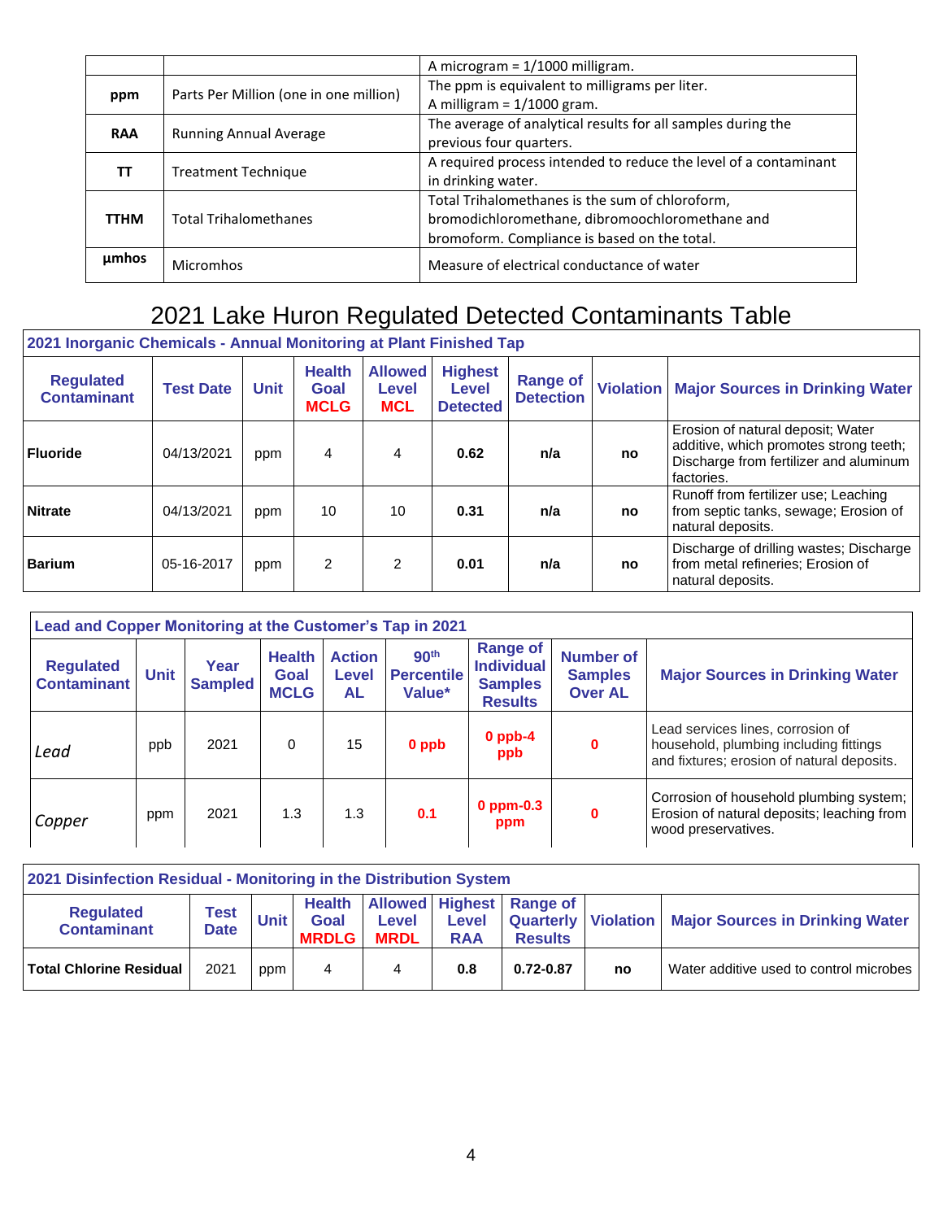| | | |
|---|---|---|
| | | A microgram = 1/1000 milligram. |
| **ppm** | Parts Per Million (one in one million) | The ppm is equivalent to milligrams per liter. A milligram = 1/1000 gram. |
| **RAA** | Running Annual Average | The average of analytical results for all samples during the previous four quarters. |
| **TT** | Treatment Technique | A required process intended to reduce the level of a contaminant in drinking water. |
| **TTHM** | Total Trihalomethanes | Total Trihalomethanes is the sum of chloroform, bromodichloromethane, dibromoochloromethane and bromoform. Compliance is based on the total. |
| **µmhos** | Micromhos | Measure of electrical conductance of water |

# 2021 Lake Huron Regulated Detected Contaminants Table

**2021 Inorganic Chemicals - Annual Monitoring at Plant Finished Tap**

| Regulated Contaminant | Test Date | Unit | Health Goal MCLG | Allowed Level MCL | Highest Level Detected | Range of Detection | Violation | Major Sources in Drinking Water |
|---|---|---|---|---|---|---|---|---|
| **Fluoride** | 04/13/2021 | ppm | 4 | 4 | **0.62** | **n/a** | **no** | Erosion of natural deposit; Water additive, which promotes strong teeth; Discharge from fertilizer and aluminum factories. |
| **Nitrate** | 04/13/2021 | ppm | 10 | 10 | **0.31** | **n/a** | **no** | Runoff from fertilizer use; Leaching from septic tanks, sewage; Erosion of natural deposits. |
| **Barium** | 05-16-2017 | ppm | 2 | 2 | **0.01** | **n/a** | **no** | Discharge of drilling wastes; Discharge from metal refineries; Erosion of natural deposits. |

**Lead and Copper Monitoring at the Customer's Tap in 2021**

| Regulated Contaminant | Unit | Year Sampled | Health Goal MCLG | Action Level AL | 90th Percentile Value* | Range of Individual Samples Results | Number of Samples Over AL | Major Sources in Drinking Water |
|---|---|---|---|---|---|---|---|---|
| *Lead* | ppb | 2021 | 0 | 15 | **0 ppb** | **0 ppb-4 ppb** | **0** | Lead services lines, corrosion of household, plumbing including fittings and fixtures; erosion of natural deposits. |
| *Copper* | ppm | 2021 | 1.3 | 1.3 | **0.1** | **0 ppm-0.3 ppm** | **0** | Corrosion of household plumbing system; Erosion of natural deposits; leaching from wood preservatives. |

**2021 Disinfection Residual - Monitoring in the Distribution System**

| Regulated Contaminant | Test Date | Unit | Health Goal MRDLG | Allowed Level MRDL | Highest Level RAA | Range of Quarterly Results | Violation | Major Sources in Drinking Water |
|---|---|---|---|---|---|---|---|---|
| **Total Chlorine Residual** | 2021 | ppm | 4 | 4 | **0.8** | **0.72-0.87** | **no** | Water additive used to control microbes |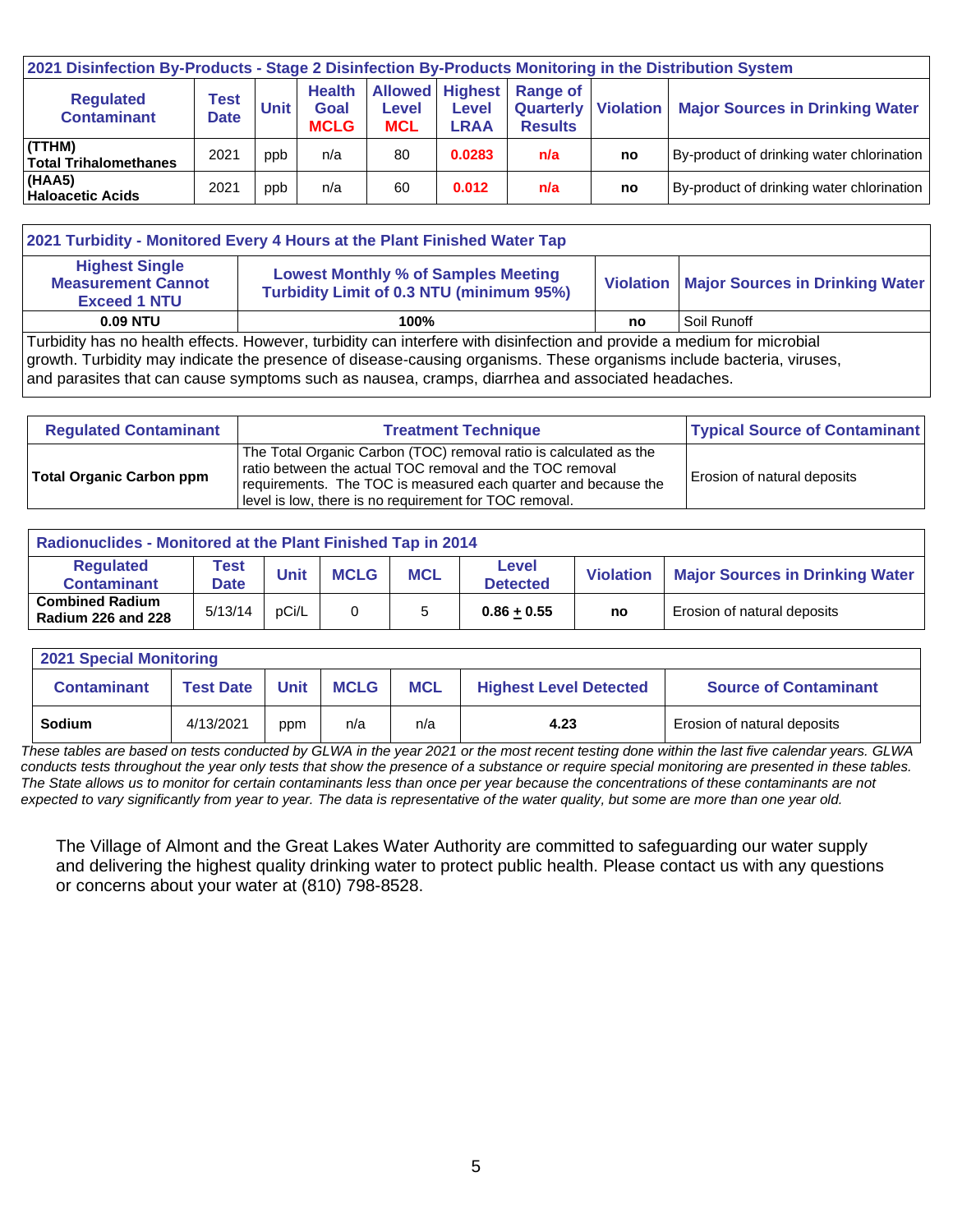| 2021 Disinfection By-Products - Stage 2 Disinfection By-Products Monitoring in the Distribution System | | | | | | | | |
|---|---|---|---|---|---|---|---|---|
| Regulated Contaminant | Test Date | Unit | Health Goal MCLG | Allowed Level MCL | Highest Level LRAA | Range of Quarterly Results | Violation | Major Sources in Drinking Water |
| **(TTHM) Total Trihalomethanes** | 2021 | ppb | n/a | 80 | **0.0283** | **n/a** | **no** | By-product of drinking water chlorination |
| **(HAA5) Haloacetic Acids** | 2021 | ppb | n/a | 60 | **0.012** | **n/a** | **no** | By-product of drinking water chlorination |

| 2021 Turbidity - Monitored Every 4 Hours at the Plant Finished Water Tap | | | |
|---|---|---|---|
| Highest Single Measurement Cannot Exceed 1 NTU | Lowest Monthly % of Samples Meeting Turbidity Limit of 0.3 NTU (minimum 95%) | Violation | Major Sources in Drinking Water |
| **0.09 NTU** | **100%** | **no** | Soil Runoff |

Turbidity has no health effects. However, turbidity can interfere with disinfection and provide a medium for microbial growth. Turbidity may indicate the presence of disease-causing organisms. These organisms include bacteria, viruses, and parasites that can cause symptoms such as nausea, cramps, diarrhea and associated headaches.

| Regulated Contaminant | Treatment Technique | Typical Source of Contaminant |
|---|---|---|
| **Total Organic Carbon ppm** | The Total Organic Carbon (TOC) removal ratio is calculated as the ratio between the actual TOC removal and the TOC removal requirements. The TOC is measured each quarter and because the level is low, there is no requirement for TOC removal. | Erosion of natural deposits |

| Radionuclides - Monitored at the Plant Finished Tap in 2014 | | | | | | | |
|---|---|---|---|---|---|---|---|
| Regulated Contaminant | Test Date | Unit | MCLG | MCL | Level Detected | Violation | Major Sources in Drinking Water |
| **Combined Radium Radium 226 and 228** | 5/13/14 | pCi/L | 0 | 5 | **0.86 ± 0.55** | **no** | Erosion of natural deposits |

| 2021 Special Monitoring | | | | | | |
|---|---|---|---|---|---|---|
| Contaminant | Test Date | Unit | MCLG | MCL | Highest Level Detected | Source of Contaminant |
| **Sodium** | 4/13/2021 | ppm | n/a | n/a | **4.23** | Erosion of natural deposits |

*These tables are based on tests conducted by GLWA in the year 2021 or the most recent testing done within the last five calendar years. GLWA conducts tests throughout the year only tests that show the presence of a substance or require special monitoring are presented in these tables. The State allows us to monitor for certain contaminants less than once per year because the concentrations of these contaminants are not expected to vary significantly from year to year. The data is representative of the water quality, but some are more than one year old.*

The Village of Almont and the Great Lakes Water Authority are committed to safeguarding our water supply and delivering the highest quality drinking water to protect public health. Please contact us with any questions or concerns about your water at (810) 798-8528.